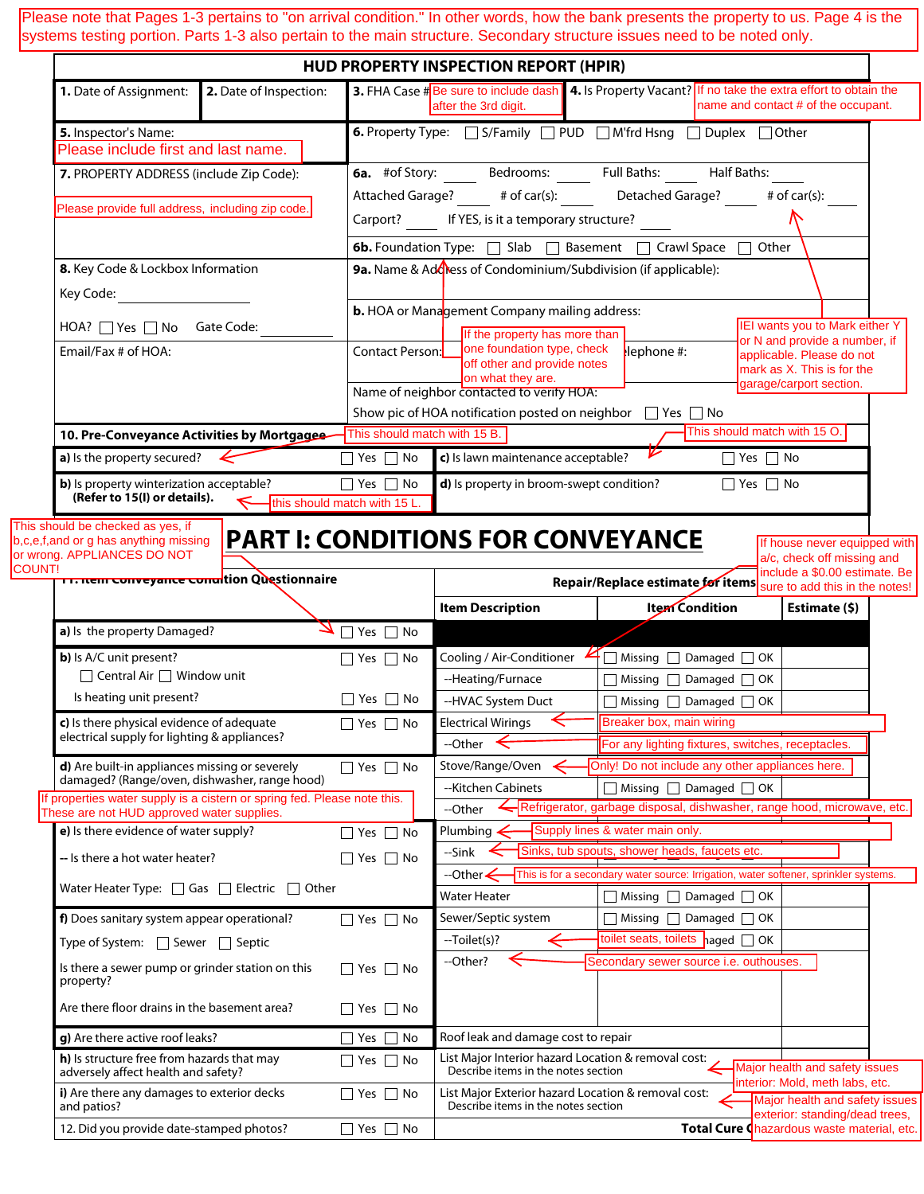Please note that Pages 1-3 pertains to "on arrival condition." In other words, how the bank presents the property to us. Page 4 is the systems testing portion. Parts 1-3 also pertain to the main structure. Secondary structure issues need to be noted only.

# HUD PROPERTY INSPECTION REPORT (HPIR)

| 1. Date of Assignment: | 2. Date of Inspection: | 3. FHA Case # Be sure to include dash after the 3rd digit. | 4. Is Property Vacant? If no take the extra effort to obtain the name and contact # of the occupant. |
|---|---|---|---|

**5.** Inspector's Name:
Please include first and last name.

**6.** Property Type: ☐ S/Family ☐ PUD ☐ M'frd Hsng ☐ Duplex ☐ Other

**7.** PROPERTY ADDRESS (include Zip Code):
Please provide full address, including zip code.

**6a.** #of Story: ____ Bedrooms: ____ Full Baths: ____ Half Baths: ____
Attached Garage? ____ # of car(s): ____ Detached Garage? ____ # of car(s): ____
Carport? ____ If YES, is it a temporary structure? ____

IEI wants you to Mark either Y or N and provide a number, if applicable. Please do not mark as X. This is for the garage/carport section.

**6b.** Foundation Type: ☐ Slab ☐ Basement ☐ Crawl Space ☐ Other

If the property has more than one foundation type, check off other and provide notes on what they are.

**8.** Key Code & Lockbox Information
Key Code: ____________
HOA? ☐ Yes ☐ No Gate Code: ____________
Email/Fax # of HOA:

**9a.** Name & Address of Condominium/Subdivision (if applicable):
**b.** HOA or Management Company mailing address:
Contact Person: Telephone #:
Name of neighbor contacted to verify HOA:
Show pic of HOA notification posted on neighbor ☐ Yes ☐ No

**10. Pre-Conveyance Activities by Mortgagee** — This should match with 15 B.

| | | | |
|---|---|---|---|
| a) Is the property secured? | ☐ Yes ☐ No | c) Is lawn maintenance acceptable? (This should match with 15 O.) | ☐ Yes ☐ No |
| b) Is property winterization acceptable? **(Refer to 15(l) or details).** (this should match with 15 L.) | ☐ Yes ☐ No | d) Is property in broom-swept condition? | ☐ Yes ☐ No |

# PART I: CONDITIONS FOR CONVEYANCE

This should be checked as yes, if b,c,e,f,and or g has anything missing or wrong. APPLIANCES DO NOT COUNT!

If house never equipped with a/c, check off missing and include a $0.00 estimate. Be sure to add this in the notes!

If properties water supply is a cistern or spring fed. Please note this. These are not HUD approved water supplies.

| 11. Item Conveyance Condition Questionnaire | | Item Description | Item Condition | Estimate ($) |
|---|---|---|---|---|
| a) Is the property Damaged? | ☐ Yes ☐ No | | | |
| b) Is A/C unit present? ☐ Central Air ☐ Window unit | ☐ Yes ☐ No | Cooling / Air-Conditioner | ☐ Missing ☐ Damaged ☐ OK | |
| | | --Heating/Furnace | ☐ Missing ☐ Damaged ☐ OK | |
| Is heating unit present? | ☐ Yes ☐ No | --HVAC System Duct | ☐ Missing ☐ Damaged ☐ OK | |
| c) Is there physical evidence of adequate electrical supply for lighting & appliances? | ☐ Yes ☐ No | Electrical Wirings | Breaker box, main wiring | |
| | | --Other | For any lighting fixtures, switches, receptacles. | |
| d) Are built-in appliances missing or severely damaged? (Range/oven, dishwasher, range hood) | ☐ Yes ☐ No | Stove/Range/Oven | Only! Do not include any other appliances here. | |
| | | --Kitchen Cabinets | ☐ Missing ☐ Damaged ☐ OK | |
| | | --Other | Refrigerator, garbage disposal, dishwasher, range hood, microwave, etc. | |
| e) Is there evidence of water supply? | ☐ Yes ☐ No | Plumbing | Supply lines & water main only. | |
| -- Is there a hot water heater? | ☐ Yes ☐ No | --Sink | Sinks, tub spouts, shower heads, faucets etc. | |
| Water Heater Type: ☐ Gas ☐ Electric ☐ Other | | --Other | This is for a secondary water source: Irrigation, water softener, sprinkler systems. | |
| | | Water Heater | ☐ Missing ☐ Damaged ☐ OK | |
| f) Does sanitary system appear operational? | ☐ Yes ☐ No | Sewer/Septic system | ☐ Missing ☐ Damaged ☐ OK | |
| Type of System: ☐ Sewer ☐ Septic | | --Toilet(s)? | toilet seats, toilets ☐ Damaged ☐ OK | |
| Is there a sewer pump or grinder station on this property? | ☐ Yes ☐ No | --Other? | Secondary sewer source i.e. outhouses. | |
| Are there floor drains in the basement area? | ☐ Yes ☐ No | | | |
| g) Are there active roof leaks? | ☐ Yes ☐ No | Roof leak and damage cost to repair | | |
| h) Is structure free from hazards that may adversely affect health and safety? | ☐ Yes ☐ No | List Major Interior hazard Location & removal cost: Describe items in the notes section | Major health and safety issues interior: Mold, meth labs, etc. | |
| i) Are there any damages to exterior decks and patios? | ☐ Yes ☐ No | List Major Exterior hazard Location & removal cost: Describe items in the notes section | Major health and safety issues exterior: standing/dead trees, hazardous waste material, etc. | |
| 12. Did you provide date-stamped photos? | ☐ Yes ☐ No | | Total Cure Cost | |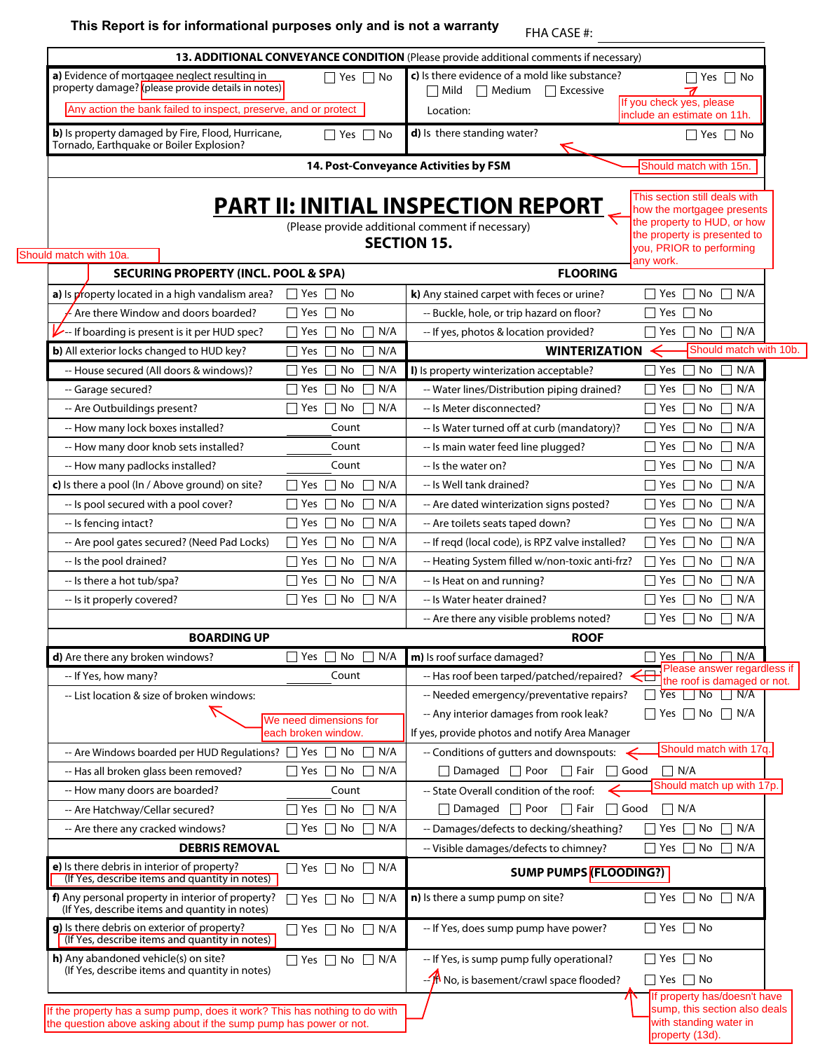This Report is for informational purposes only and is not a warranty — FHA CASE #: ____________

## 13. ADDITIONAL CONVEYANCE CONDITION (Please provide additional comments if necessary)

| | | | |
|---|---|---|---|
| **a)** Evidence of mortgagee neglect resulting in property damage? (please provide details in notes) | ☐ Yes ☐ No | **c)** Is there evidence of a mold like substance? ☐ Mild ☐ Medium ☐ Excessive Location: | ☐ Yes ☐ No |
| **b)** Is property damaged by Fire, Flood, Hurricane, Tornado, Earthquake or Boiler Explosion? | ☐ Yes ☐ No | **d)** Is there standing water? | ☐ Yes ☐ No |

Notes: Any action the bank failed to inspect, preserve, and or protect. If you check yes, please include an estimate on 11h. Should match with 15n.

### 14. Post-Conveyance Activities by FSM

# PART II: INITIAL INSPECTION REPORT

(Please provide additional comment if necessary)

## SECTION 15.

Note: This section still deals with how the mortgagee presents the property to HUD, or how the property is presented to you, PRIOR to performing any work.

| SECURING PROPERTY (INCL. POOL & SPA) | | FLOORING | |
|---|---|---|---|
| **a)** Is property located in a high vandalism area? | ☐ Yes ☐ No | **k)** Any stained carpet with feces or urine? | ☐ Yes ☐ No ☐ N/A |
| -- Are there Window and doors boarded? | ☐ Yes ☐ No | -- Buckle, hole, or trip hazard on floor? | ☐ Yes ☐ No |
| -- If boarding is present is it per HUD spec? | ☐ Yes ☐ No ☐ N/A | -- If yes, photos & location provided? | ☐ Yes ☐ No ☐ N/A |
| **b)** All exterior locks changed to HUD key? | ☐ Yes ☐ No ☐ N/A | **WINTERIZATION** | |
| -- House secured (All doors & windows)? | ☐ Yes ☐ No ☐ N/A | **l)** Is property winterization acceptable? | ☐ Yes ☐ No ☐ N/A |
| -- Garage secured? | ☐ Yes ☐ No ☐ N/A | -- Water lines/Distribution piping drained? | ☐ Yes ☐ No ☐ N/A |
| -- Are Outbuildings present? | ☐ Yes ☐ No ☐ N/A | -- Is Meter disconnected? | ☐ Yes ☐ No ☐ N/A |
| -- How many lock boxes installed? | ____ Count | -- Is Water turned off at curb (mandatory)? | ☐ Yes ☐ No ☐ N/A |
| -- How many door knob sets installed? | ____ Count | -- Is main water feed line plugged? | ☐ Yes ☐ No ☐ N/A |
| -- How many padlocks installed? | ____ Count | -- Is the water on? | ☐ Yes ☐ No ☐ N/A |
| **c)** Is there a pool (In / Above ground) on site? | ☐ Yes ☐ No ☐ N/A | -- Is Well tank drained? | ☐ Yes ☐ No ☐ N/A |
| -- Is pool secured with a pool cover? | ☐ Yes ☐ No ☐ N/A | -- Are dated winterization signs posted? | ☐ Yes ☐ No ☐ N/A |
| -- Is fencing intact? | ☐ Yes ☐ No ☐ N/A | -- Are toilets seats taped down? | ☐ Yes ☐ No ☐ N/A |
| -- Are pool gates secured? (Need Pad Locks) | ☐ Yes ☐ No ☐ N/A | -- If reqd (local code), is RPZ valve installed? | ☐ Yes ☐ No ☐ N/A |
| -- Is the pool drained? | ☐ Yes ☐ No ☐ N/A | -- Heating System filled w/non-toxic anti-frz? | ☐ Yes ☐ No ☐ N/A |
| -- Is there a hot tub/spa? | ☐ Yes ☐ No ☐ N/A | -- Is Heat on and running? | ☐ Yes ☐ No ☐ N/A |
| -- Is it properly covered? | ☐ Yes ☐ No ☐ N/A | -- Is Water heater drained? | ☐ Yes ☐ No ☐ N/A |
| | | -- Are there any visible problems noted? | ☐ Yes ☐ No ☐ N/A |
| **BOARDING UP** | | **ROOF** | |
| **d)** Are there any broken windows? | ☐ Yes ☐ No ☐ N/A | **m)** Is roof surface damaged? | ☐ Yes ☐ No ☐ N/A |
| -- If Yes, how many? | ____ Count | -- Has roof been tarped/patched/repaired? | ☐ |
| -- List location & size of broken windows: | | -- Needed emergency/preventative repairs? | ☐ Yes ☐ No ☐ N/A |
| | | -- Any interior damages from rook leak? | ☐ Yes ☐ No ☐ N/A |
| | | If yes, provide photos and notify Area Manager | |
| -- Are Windows boarded per HUD Regulations? | ☐ Yes ☐ No ☐ N/A | -- Conditions of gutters and downspouts: | |
| -- Has all broken glass been removed? | ☐ Yes ☐ No ☐ N/A | ☐ Damaged ☐ Poor ☐ Fair ☐ Good ☐ N/A | |
| -- How many doors are boarded? | ____ Count | -- State Overall condition of the roof: | |
| -- Are Hatchway/Cellar secured? | ☐ Yes ☐ No ☐ N/A | ☐ Damaged ☐ Poor ☐ Fair ☐ Good ☐ N/A | |
| -- Are there any cracked windows? | ☐ Yes ☐ No ☐ N/A | -- Damages/defects to decking/sheathing? | ☐ Yes ☐ No ☐ N/A |
| **DEBRIS REMOVAL** | | -- Visible damages/defects to chimney? | ☐ Yes ☐ No ☐ N/A |
| **e)** Is there debris in interior of property? (If Yes, describe items and quantity in notes) | ☐ Yes ☐ No ☐ N/A | **SUMP PUMPS (FLOODING?)** | |
| **f)** Any personal property in interior of property? (If Yes, describe items and quantity in notes) | ☐ Yes ☐ No ☐ N/A | **n)** Is there a sump pump on site? | ☐ Yes ☐ No ☐ N/A |
| **g)** Is there debris on exterior of property? (If Yes, describe items and quantity in notes) | ☐ Yes ☐ No ☐ N/A | -- If Yes, does sump pump have power? | ☐ Yes ☐ No |
| **h)** Any abandoned vehicle(s) on site? (If Yes, describe items and quantity in notes) | ☐ Yes ☐ No ☐ N/A | -- If Yes, is sump pump fully operational? | ☐ Yes ☐ No |
| | | -- If No, is basement/crawl space flooded? | ☐ Yes ☐ No |

Annotations:
- Should match with 10a.
- Should match with 10b.
- We need dimensions for each broken window.
- Please answer regardless if the roof is damaged or not.
- Should match with 17q.
- Should match up with 17p.
- If the property has a sump pump, does it work? This has nothing to do with the question above asking about if the sump pump has power or not.
- If property has/doesn't have sump, this section also deals with standing water in property (13d).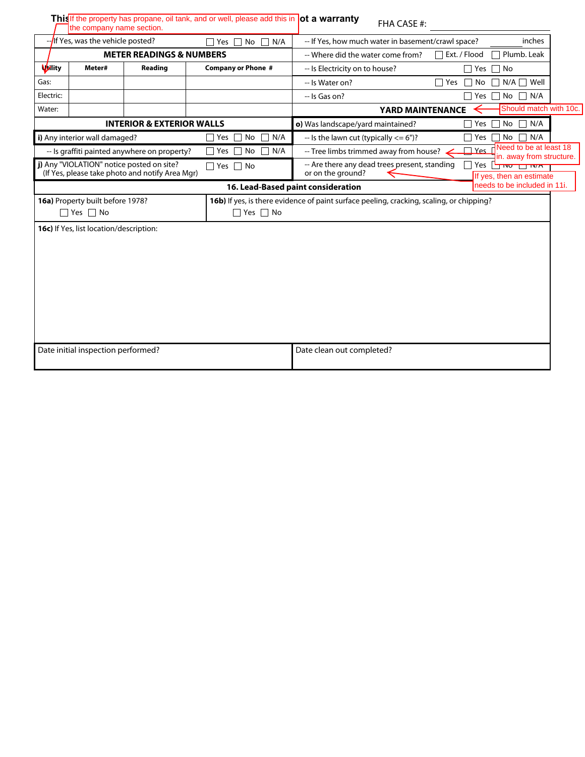This [If the property has propane, oil tank, and or well, please add this in the company name section.] ot a warranty FHA CASE #: ______

| | | | |
|---|---|---|---|
| -- If Yes, was the vehicle posted? | ☐ Yes ☐ No ☐ N/A | -- If Yes, how much water in basement/crawl space? | ______ inches |

**METER READINGS & NUMBERS**

| Utility | Meter# | Reading | Company or Phone # |
|---|---|---|---|
| Gas: | | | |
| Electric: | | | |
| Water: | | | |

| | |
|---|---|
| -- Where did the water come from? | ☐ Ext. / Flood ☐ Plumb. Leak |
| -- Is Electricity on to house? | ☐ Yes ☐ No |
| -- Is Water on? | ☐ Yes ☐ No ☐ N/A ☐ Well |
| -- Is Gas on? | ☐ Yes ☐ No ☐ N/A |

**INTERIOR & EXTERIOR WALLS**

| | |
|---|---|
| **i)** Any interior wall damaged? | ☐ Yes ☐ No ☐ N/A |
| -- Is graffiti painted anywhere on property? | ☐ Yes ☐ No ☐ N/A |
| **j)** Any "VIOLATION" notice posted on site? (If Yes, please take photo and notify Area Mgr) | ☐ Yes ☐ No |

**YARD MAINTENANCE** — Should match with 10c.

| | |
|---|---|
| **o)** Was landscape/yard maintained? | ☐ Yes ☐ No ☐ N/A |
| -- Is the lawn cut (typically <= 6")? | ☐ Yes ☐ No ☐ N/A |
| -- Tree limbs trimmed away from house? (Need to be at least 18 in. away from structure.) | ☐ Yes ☐ No ☐ N/A |
| -- Are there any dead trees present, standing or on the ground? (If yes, then an estimate needs to be included in 11i.) | ☐ Yes ☐ No ☐ N/A |

**16. Lead-Based paint consideration**

| | |
|---|---|
| **16a)** Property built before 1978? ☐ Yes ☐ No | **16b)** If yes, is there evidence of paint surface peeling, cracking, scaling, or chipping? ☐ Yes ☐ No |

**16c)** If Yes, list location/description:

| | |
|---|---|
| Date initial inspection performed? | Date clean out completed? |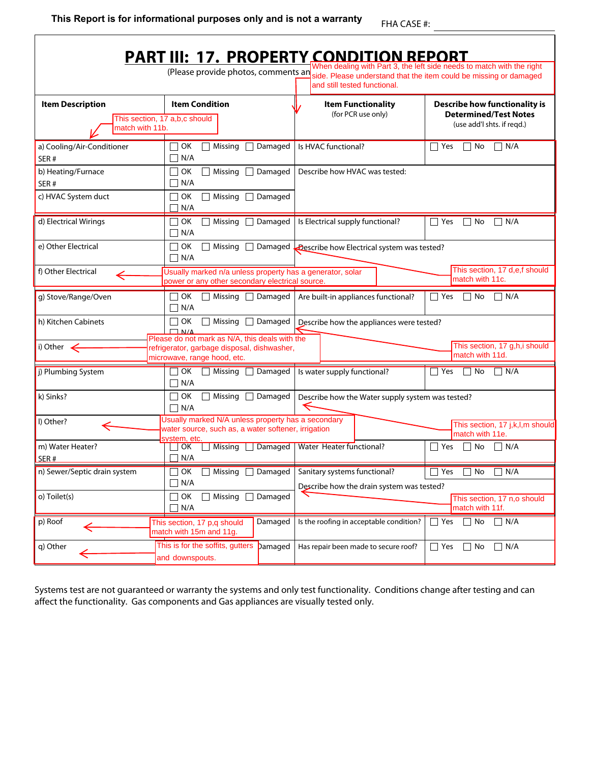**This Report is for informational purposes only and is not a warranty** FHA CASE #: ______________

# PART III: 17. PROPERTY CONDITION REPORT

(Please provide photos, comments an

When dealing with Part 3, the left side needs to match with the right side. Please understand that the item could be missing or damaged and still tested functional.

| Item Description | Item Condition | Item Functionality (for PCR use only) | Describe how functionality is Determined/Test Notes (use add'l shts. if reqd.) |
|---|---|---|---|
| a) Cooling/Air-Conditioner SER # | ☐ OK ☐ Missing ☐ Damaged ☐ N/A | Is HVAC functional? | ☐ Yes ☐ No ☐ N/A |
| b) Heating/Furnace SER # | ☐ OK ☐ Missing ☐ Damaged ☐ N/A | Describe how HVAC was tested: | |
| c) HVAC System duct | ☐ OK ☐ Missing ☐ Damaged ☐ N/A | | |
| d) Electrical Wirings | ☐ OK ☐ Missing ☐ Damaged ☐ N/A | Is Electrical supply functional? | ☐ Yes ☐ No ☐ N/A |
| e) Other Electrical | ☐ OK ☐ Missing ☐ Damaged ☐ N/A | Describe how Electrical system was tested? | |
| f) Other Electrical | | | |
| g) Stove/Range/Oven | ☐ OK ☐ Missing ☐ Damaged ☐ N/A | Are built-in appliances functional? | ☐ Yes ☐ No ☐ N/A |
| h) Kitchen Cabinets | ☐ OK ☐ Missing ☐ Damaged ☐ N/A | Describe how the appliances were tested? | |
| i) Other | | | |
| j) Plumbing System | ☐ OK ☐ Missing ☐ Damaged ☐ N/A | Is water supply functional? | ☐ Yes ☐ No ☐ N/A |
| k) Sinks? | ☐ OK ☐ Missing ☐ Damaged ☐ N/A | Describe how the Water supply system was tested? | |
| l) Other? | | | |
| m) Water Heater? SER # | ☐ OK ☐ Missing ☐ Damaged ☐ N/A | Water Heater functional? | ☐ Yes ☐ No ☐ N/A |
| n) Sewer/Septic drain system | ☐ OK ☐ Missing ☐ Damaged ☐ N/A | Sanitary systems functional? Describe how the drain system was tested? | ☐ Yes ☐ No ☐ N/A |
| o) Toilet(s) | ☐ OK ☐ Missing ☐ Damaged ☐ N/A | | |
| p) Roof | Damaged | Is the roofing in acceptable condition? | ☐ Yes ☐ No ☐ N/A |
| q) Other | Damaged | Has repair been made to secure roof? | ☐ Yes ☐ No ☐ N/A |

Annotations:

- This section, 17 a,b,c should match with 11b.
- This section, 17 d,e,f should match with 11c.
- f) Other Electrical: Usually marked n/a unless property has a generator, solar power or any other secondary electrical source.
- This section, 17 g,h,i should match with 11d.
- i) Other: Please do not mark as N/A, this deals with the refrigerator, garbage disposal, dishwasher, microwave, range hood, etc.
- This section, 17 j,k,l,m should match with 11e.
- l) Other?: Usually marked N/A unless property has a secondary water source, such as, a water softener, irrigation system, etc.
- This section, 17 n,o should match with 11f.
- This section, 17 p,q should match with 15m and 11g.
- q) Other: This is for the soffits, gutters and downspouts.

Systems test are not guaranteed or warranty the systems and only test functionality. Conditions change after testing and can affect the functionality. Gas components and Gas appliances are visually tested only.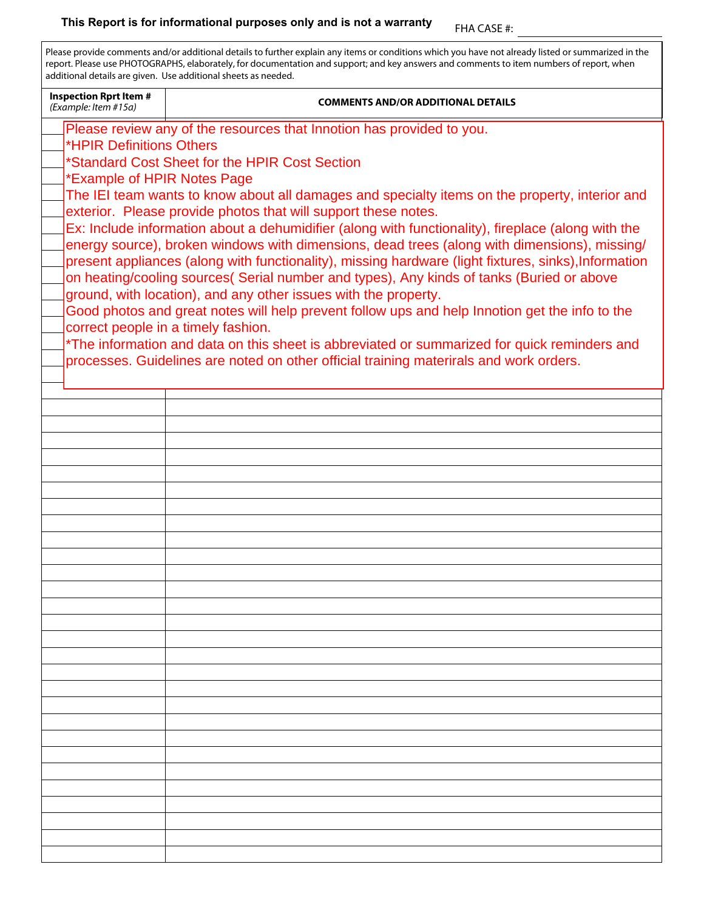**This Report is for informational purposes only and is not a warranty** FHA CASE #: ____________

Please provide comments and/or additional details to further explain any items or conditions which you have not already listed or summarized in the report. Please use PHOTOGRAPHS, elaborately, for documentation and support; and key answers and comments to item numbers of report, when additional details are given. Use additional sheets as needed.

| **Inspection Rprt Item #** *(Example: Item #15a)* | **COMMENTS AND/OR ADDITIONAL DETAILS** |
|---|---|
| | |

Please review any of the resources that Innotion has provided to you.
*HPIR Definitions Others
*Standard Cost Sheet for the HPIR Cost Section
*Example of HPIR Notes Page
The IEI team wants to know about all damages and specialty items on the property, interior and exterior. Please provide photos that will support these notes.
Ex: Include information about a dehumidifier (along with functionality), fireplace (along with the energy source), broken windows with dimensions, dead trees (along with dimensions), missing/present appliances (along with functionality), missing hardware (light fixtures, sinks),Information on heating/cooling sources( Serial number and types), Any kinds of tanks (Buried or above ground, with location), and any other issues with the property.
Good photos and great notes will help prevent follow ups and help Innotion get the info to the correct people in a timely fashion.
*The information and data on this sheet is abbreviated or summarized for quick reminders and processes. Guidelines are noted on other official training materirals and work orders.